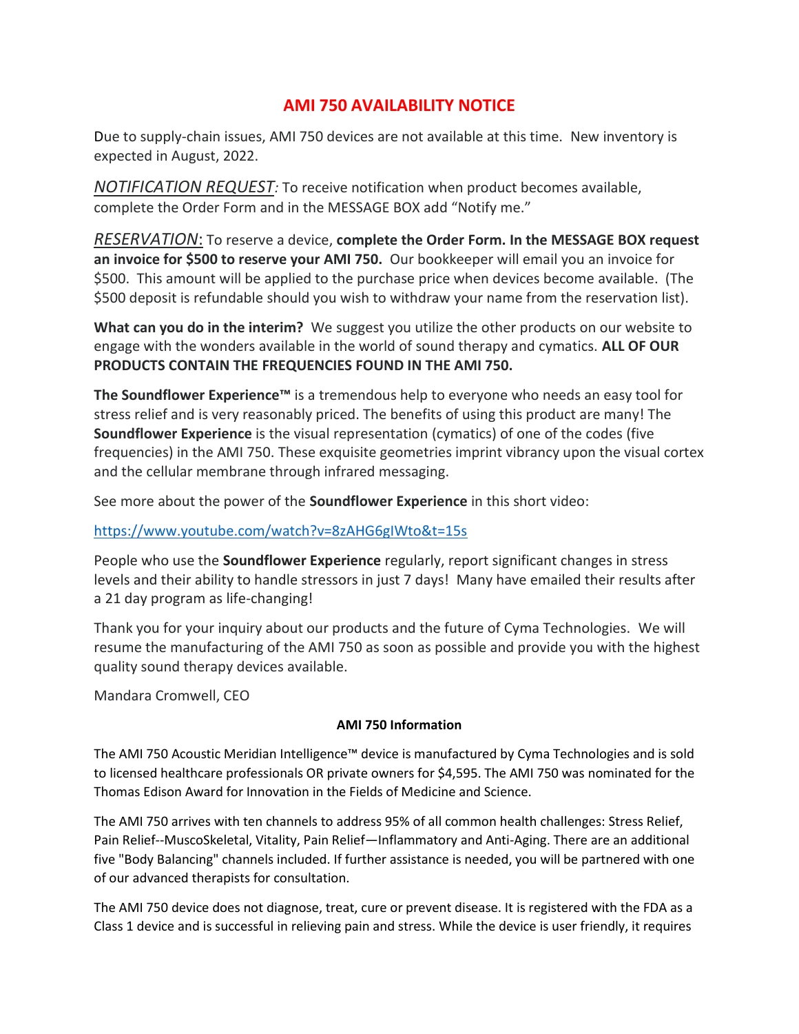# AMI 750 AVAILABILITY NOTICE

Due to supply-chain issues, AMI 750 devices are not available at this time. New inventory is expected in August, 2022.

*NOTIFICATION REQUEST:* To receive notification when product becomes available, complete the Order Form and in the MESSAGE BOX add "Notify me."

*RESERVATION*: To reserve a device, **complete the Order Form. In the MESSAGE BOX request an invoice for $500 to reserve your AMI 750.** Our bookkeeper will email you an invoice for $500. This amount will be applied to the purchase price when devices become available. (The $500 deposit is refundable should you wish to withdraw your name from the reservation list).

**What can you do in the interim?** We suggest you utilize the other products on our website to engage with the wonders available in the world of sound therapy and cymatics. **ALL OF OUR PRODUCTS CONTAIN THE FREQUENCIES FOUND IN THE AMI 750.**

**The Soundflower Experience™** is a tremendous help to everyone who needs an easy tool for stress relief and is very reasonably priced. The benefits of using this product are many! The **Soundflower Experience** is the visual representation (cymatics) of one of the codes (five frequencies) in the AMI 750. These exquisite geometries imprint vibrancy upon the visual cortex and the cellular membrane through infrared messaging.

See more about the power of the **Soundflower Experience** in this short video:

https://www.youtube.com/watch?v=8zAHG6gIWto&t=15s

People who use the **Soundflower Experience** regularly, report significant changes in stress levels and their ability to handle stressors in just 7 days! Many have emailed their results after a 21 day program as life-changing!

Thank you for your inquiry about our products and the future of Cyma Technologies. We will resume the manufacturing of the AMI 750 as soon as possible and provide you with the highest quality sound therapy devices available.

Mandara Cromwell, CEO

### AMI 750 Information

The AMI 750 Acoustic Meridian Intelligence™ device is manufactured by Cyma Technologies and is sold to licensed healthcare professionals OR private owners for $4,595. The AMI 750 was nominated for the Thomas Edison Award for Innovation in the Fields of Medicine and Science.

The AMI 750 arrives with ten channels to address 95% of all common health challenges: Stress Relief, Pain Relief--MuscoSkeletal, Vitality, Pain Relief—Inflammatory and Anti-Aging. There are an additional five "Body Balancing" channels included. If further assistance is needed, you will be partnered with one of our advanced therapists for consultation.

The AMI 750 device does not diagnose, treat, cure or prevent disease. It is registered with the FDA as a Class 1 device and is successful in relieving pain and stress. While the device is user friendly, it requires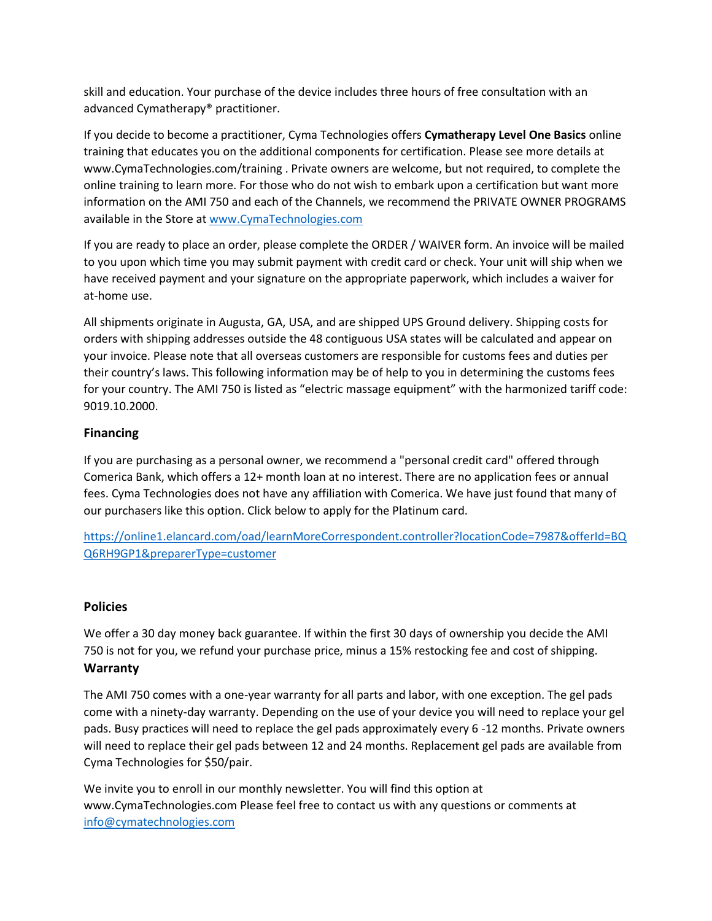skill and education. Your purchase of the device includes three hours of free consultation with an advanced Cymatherapy® practitioner.

If you decide to become a practitioner, Cyma Technologies offers **Cymatherapy Level One Basics** online training that educates you on the additional components for certification. Please see more details at www.CymaTechnologies.com/training . Private owners are welcome, but not required, to complete the online training to learn more. For those who do not wish to embark upon a certification but want more information on the AMI 750 and each of the Channels, we recommend the PRIVATE OWNER PROGRAMS available in the Store at [www.CymaTechnologies.com](www.CymaTechnologies.com)

If you are ready to place an order, please complete the ORDER / WAIVER form. An invoice will be mailed to you upon which time you may submit payment with credit card or check. Your unit will ship when we have received payment and your signature on the appropriate paperwork, which includes a waiver for at-home use.

All shipments originate in Augusta, GA, USA, and are shipped UPS Ground delivery. Shipping costs for orders with shipping addresses outside the 48 contiguous USA states will be calculated and appear on your invoice. Please note that all overseas customers are responsible for customs fees and duties per their country's laws. This following information may be of help to you in determining the customs fees for your country. The AMI 750 is listed as "electric massage equipment" with the harmonized tariff code: 9019.10.2000.

### Financing

If you are purchasing as a personal owner, we recommend a "personal credit card" offered through Comerica Bank, which offers a 12+ month loan at no interest. There are no application fees or annual fees. Cyma Technologies does not have any affiliation with Comerica. We have just found that many of our purchasers like this option. Click below to apply for the Platinum card.

[https://online1.elancard.com/oad/learnMoreCorrespondent.controller?locationCode=7987&offerId=BQQ6RH9GP1&preparerType=customer](https://online1.elancard.com/oad/learnMoreCorrespondent.controller?locationCode=7987&offerId=BQQ6RH9GP1&preparerType=customer)

### Policies

We offer a 30 day money back guarantee. If within the first 30 days of ownership you decide the AMI 750 is not for you, we refund your purchase price, minus a 15% restocking fee and cost of shipping.

### Warranty

The AMI 750 comes with a one-year warranty for all parts and labor, with one exception. The gel pads come with a ninety-day warranty. Depending on the use of your device you will need to replace your gel pads. Busy practices will need to replace the gel pads approximately every 6 -12 months. Private owners will need to replace their gel pads between 12 and 24 months. Replacement gel pads are available from Cyma Technologies for $50/pair.

We invite you to enroll in our monthly newsletter. You will find this option at www.CymaTechnologies.com Please feel free to contact us with any questions or comments at [info@cymatechnologies.com](mailto:info@cymatechnologies.com)